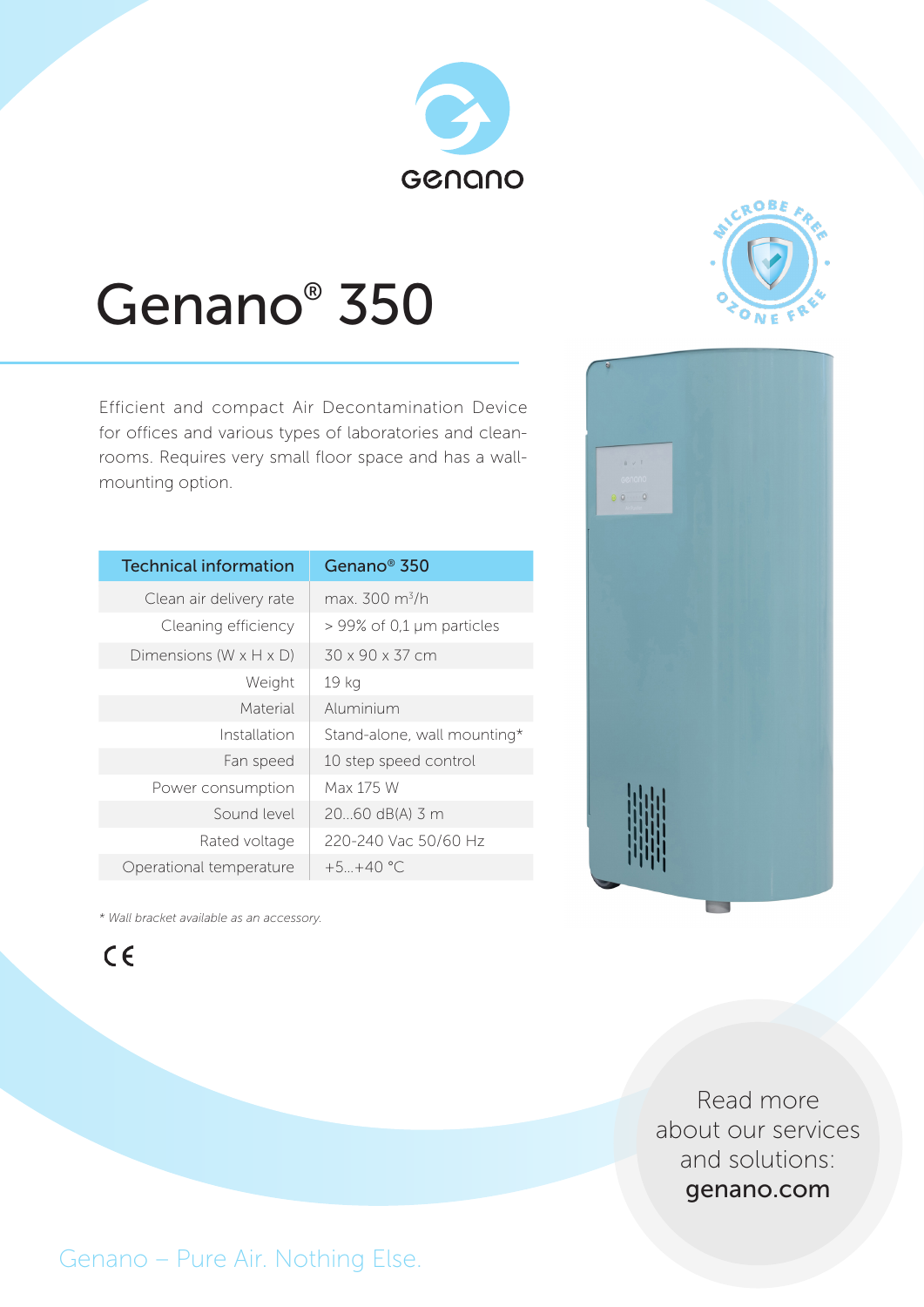genano

# Genano® 350

MICROBE FREE
OZONE FREE

Efficient and compact Air Decontamination Device for offices and various types of laboratories and clean-rooms. Requires very small floor space and has a wall-mounting option.

| Technical information | Genano® 350 |
|---|---|
| Clean air delivery rate | max. 300 $m^3/h$ |
| Cleaning efficiency | > 99% of 0,1 µm particles |
| Dimensions (W x H x D) | 30 x 90 x 37 cm |
| Weight | 19 kg |
| Material | Aluminium |
| Installation | Stand-alone, wall mounting* |
| Fan speed | 10 step speed control |
| Power consumption | Max 175 W |
| Sound level | 20...60 dB(A) 3 m |
| Rated voltage | 220-240 Vac 50/60 Hz |
| Operational temperature | +5...+40 °C |

*\* Wall bracket available as an accessory.*

CE

Read more about our services and solutions: **genano.com**

Genano – Pure Air. Nothing Else.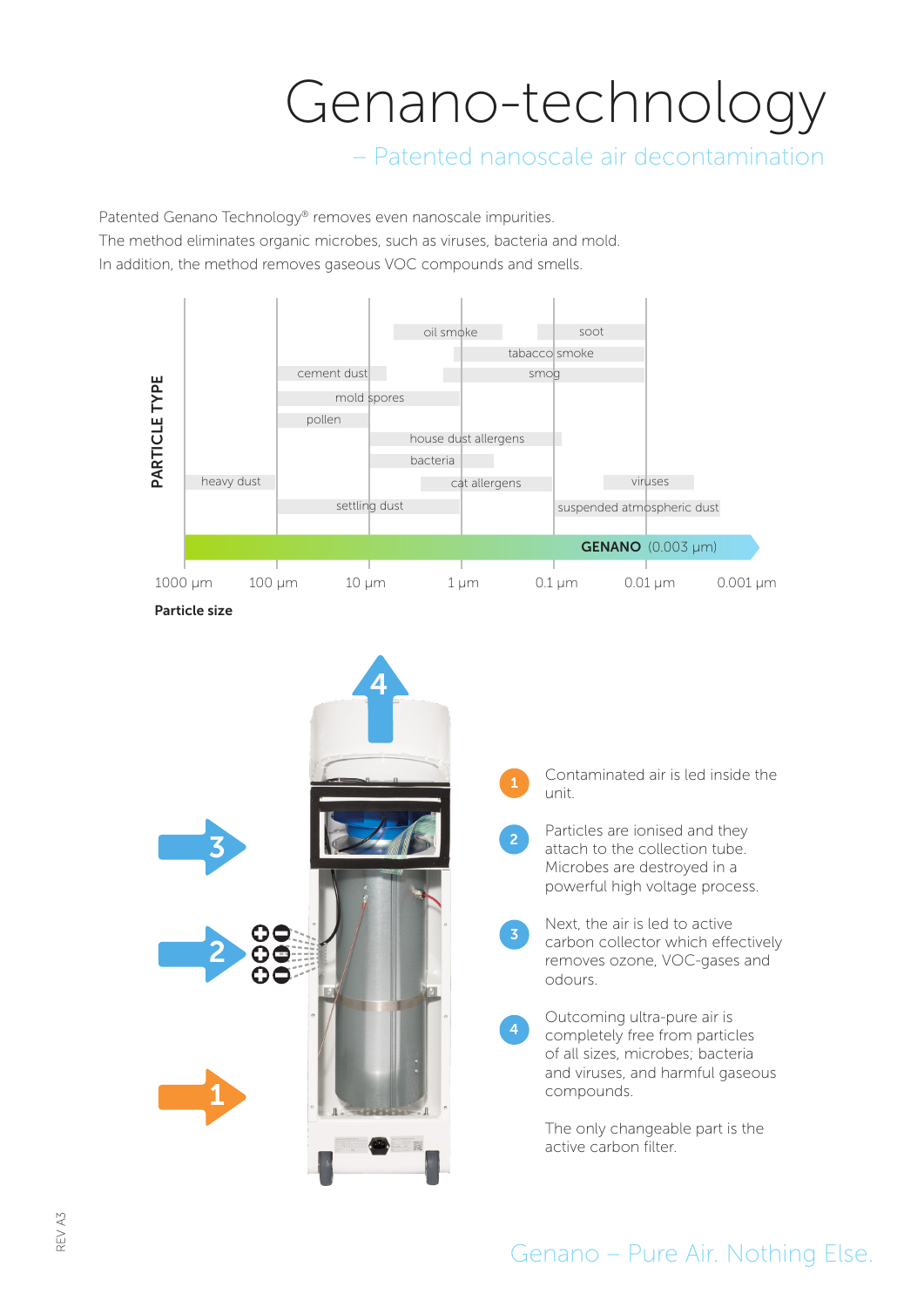# Genano-technology

– Patented nanoscale air decontamination

Patented Genano Technology® removes even nanoscale impurities.
The method eliminates organic microbes, such as viruses, bacteria and mold.
In addition, the method removes gaseous VOC compounds and smells.

PARTICLE TYPE

oil smoke
soot
tabacco smoke
cement dust
smog
mold spores
pollen
house dust allergens
bacteria
heavy dust
cat allergens
viruses
settling dust
suspended atmospheric dust

**GENANO** (0.003 µm)

1000 µm
100 µm
10 µm
1 µm
0.1 µm
0.01 µm
0.001 µm

**Particle size**

4
3
2
1

1. Contaminated air is led inside the unit.
2. Particles are ionised and they attach to the collection tube. Microbes are destroyed in a powerful high voltage process.
3. Next, the air is led to active carbon collector which effectively removes ozone, VOC-gases and odours.
4. Outcoming ultra-pure air is completely free from particles of all sizes, microbes; bacteria and viruses, and harmful gaseous compounds.

The only changeable part is the active carbon filter.

REV A3

Genano – Pure Air. Nothing Else.